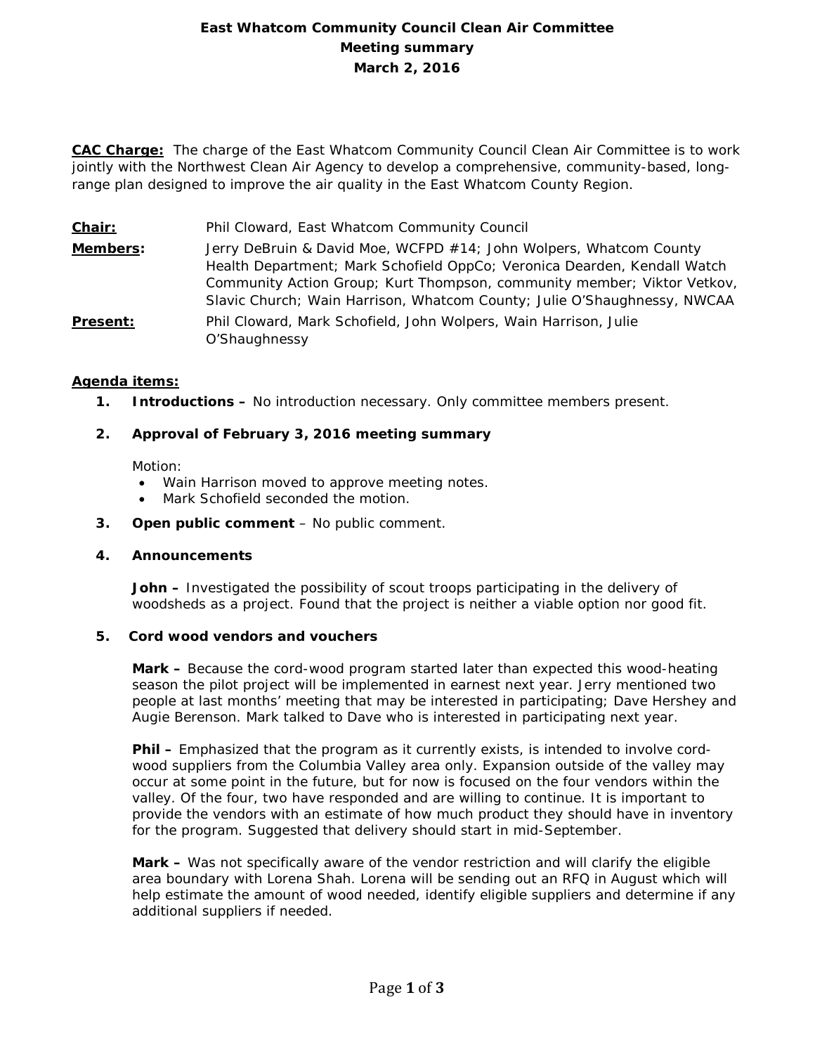# East Whatcom Community Council Clean Air Committee
## Meeting summary
## March 2, 2016

**CAC Charge:** The charge of the East Whatcom Community Council Clean Air Committee is to work jointly with the Northwest Clean Air Agency to develop a comprehensive, community-based, long-range plan designed to improve the air quality in the East Whatcom County Region.

**Chair:** Phil Cloward, East Whatcom Community Council

**Members:** Jerry DeBruin & David Moe, WCFPD #14; John Wolpers, Whatcom County Health Department; Mark Schofield OppCo; Veronica Dearden, Kendall Watch Community Action Group; Kurt Thompson, community member; Viktor Vetkov, Slavic Church; Wain Harrison, Whatcom County; Julie O'Shaughnessy, NWCAA

**Present:** Phil Cloward, Mark Schofield, John Wolpers, Wain Harrison, Julie O'Shaughnessy

**Agenda items:**

1. **Introductions –** No introduction necessary. Only committee members present.

2. **Approval of February 3, 2016 meeting summary**

   Motion:
   - Wain Harrison moved to approve meeting notes.
   - Mark Schofield seconded the motion.

3. **Open public comment** – No public comment.

4. **Announcements**

   **John –** Investigated the possibility of scout troops participating in the delivery of woodsheds as a project. Found that the project is neither a viable option nor good fit.

5. **Cord wood vendors and vouchers**

   **Mark –** Because the cord-wood program started later than expected this wood-heating season the pilot project will be implemented in earnest next year. Jerry mentioned two people at last months' meeting that may be interested in participating; Dave Hershey and Augie Berenson. Mark talked to Dave who is interested in participating next year.

   **Phil –** Emphasized that the program as it currently exists, is intended to involve cord-wood suppliers from the Columbia Valley area only. Expansion outside of the valley may occur at some point in the future, but for now is focused on the four vendors within the valley. Of the four, two have responded and are willing to continue. It is important to provide the vendors with an estimate of how much product they should have in inventory for the program. Suggested that delivery should start in mid-September.

   **Mark –** Was not specifically aware of the vendor restriction and will clarify the eligible area boundary with Lorena Shah. Lorena will be sending out an RFQ in August which will help estimate the amount of wood needed, identify eligible suppliers and determine if any additional suppliers if needed.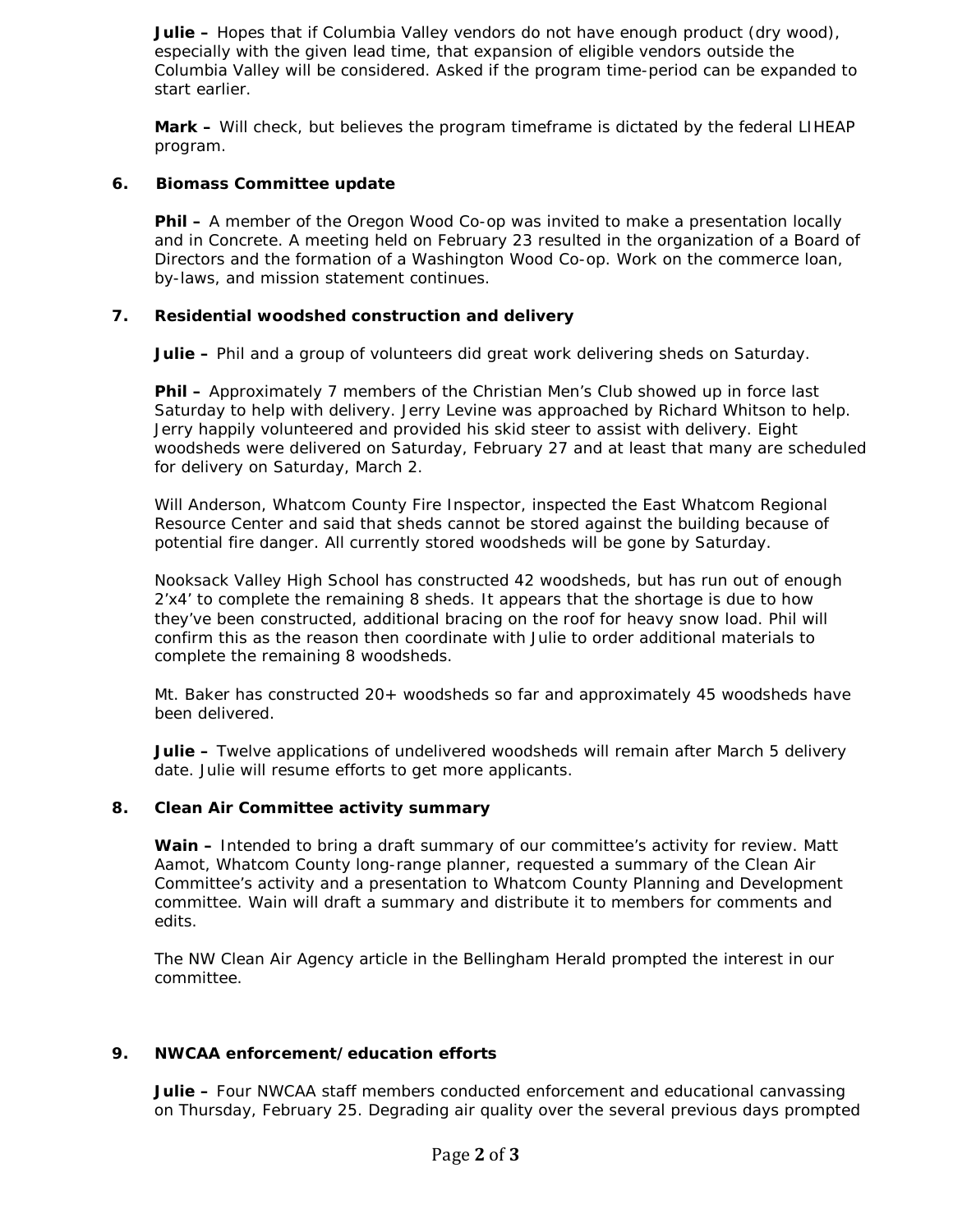**Julie –** Hopes that if Columbia Valley vendors do not have enough product (dry wood), especially with the given lead time, that expansion of eligible vendors outside the Columbia Valley will be considered. Asked if the program time-period can be expanded to start earlier.

**Mark –** Will check, but believes the program timeframe is dictated by the federal LIHEAP program.

**6. Biomass Committee update**

**Phil –** A member of the Oregon Wood Co-op was invited to make a presentation locally and in Concrete. A meeting held on February 23 resulted in the organization of a Board of Directors and the formation of a Washington Wood Co-op. Work on the commerce loan, by-laws, and mission statement continues.

**7. Residential woodshed construction and delivery**

**Julie –** Phil and a group of volunteers did great work delivering sheds on Saturday.

**Phil –** Approximately 7 members of the Christian Men's Club showed up in force last Saturday to help with delivery. Jerry Levine was approached by Richard Whitson to help. Jerry happily volunteered and provided his skid steer to assist with delivery. Eight woodsheds were delivered on Saturday, February 27 and at least that many are scheduled for delivery on Saturday, March 2.

Will Anderson, Whatcom County Fire Inspector, inspected the East Whatcom Regional Resource Center and said that sheds cannot be stored against the building because of potential fire danger. All currently stored woodsheds will be gone by Saturday.

Nooksack Valley High School has constructed 42 woodsheds, but has run out of enough 2'x4' to complete the remaining 8 sheds. It appears that the shortage is due to how they've been constructed, additional bracing on the roof for heavy snow load. Phil will confirm this as the reason then coordinate with Julie to order additional materials to complete the remaining 8 woodsheds.

Mt. Baker has constructed 20+ woodsheds so far and approximately 45 woodsheds have been delivered.

**Julie –** Twelve applications of undelivered woodsheds will remain after March 5 delivery date. Julie will resume efforts to get more applicants.

**8. Clean Air Committee activity summary**

**Wain –** Intended to bring a draft summary of our committee's activity for review. Matt Aamot, Whatcom County long-range planner, requested a summary of the Clean Air Committee's activity and a presentation to Whatcom County Planning and Development committee. Wain will draft a summary and distribute it to members for comments and edits.

The NW Clean Air Agency article in the Bellingham Herald prompted the interest in our committee.

**9. NWCAA enforcement/education efforts**

**Julie –** Four NWCAA staff members conducted enforcement and educational canvassing on Thursday, February 25. Degrading air quality over the several previous days prompted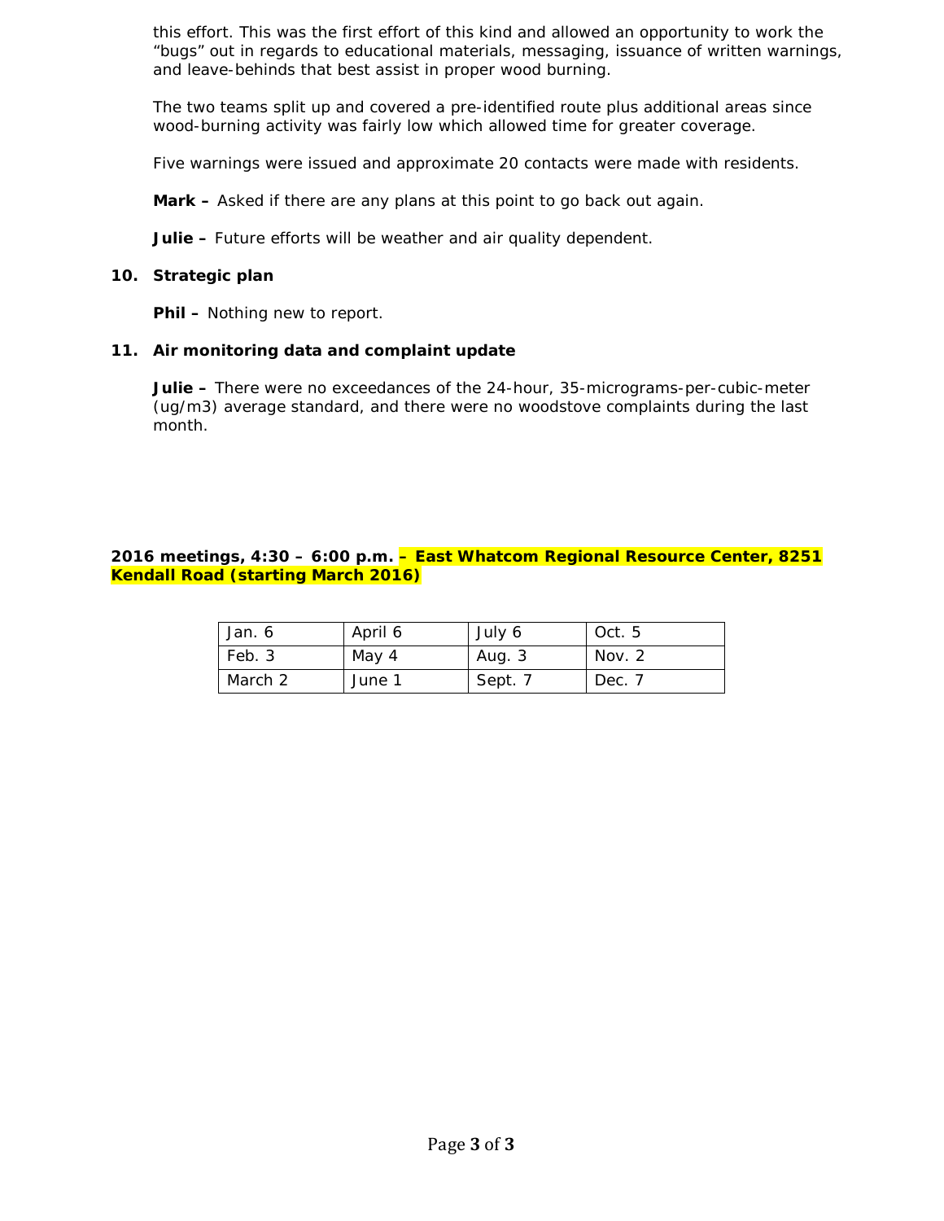this effort. This was the first effort of this kind and allowed an opportunity to work the "bugs" out in regards to educational materials, messaging, issuance of written warnings, and leave-behinds that best assist in proper wood burning.

The two teams split up and covered a pre-identified route plus additional areas since wood-burning activity was fairly low which allowed time for greater coverage.

Five warnings were issued and approximate 20 contacts were made with residents.

**Mark –** Asked if there are any plans at this point to go back out again.

**Julie –** Future efforts will be weather and air quality dependent.

**10. Strategic plan**

**Phil –** Nothing new to report.

**11. Air monitoring data and complaint update**

**Julie –** There were no exceedances of the 24-hour, 35-micrograms-per-cubic-meter (ug/m3) average standard, and there were no woodstove complaints during the last month.

**2016 meetings, 4:30 – 6:00 p.m. – East Whatcom Regional Resource Center, 8251 Kendall Road (starting March 2016)**

| | | | |
|---|---|---|---|
| Jan. 6 | April 6 | July 6 | Oct. 5 |
| Feb. 3 | May 4 | Aug. 3 | Nov. 2 |
| March 2 | June 1 | Sept. 7 | Dec. 7 |